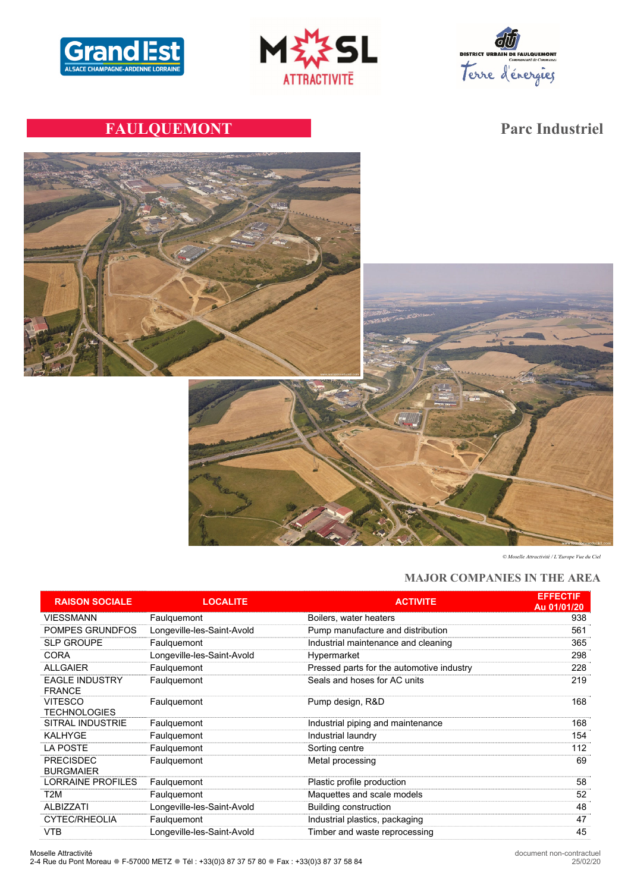# FAULQUEMONT

## Parc Industriel

© Moselle Attractivité / L'Europe Vue du Ciel

## MAJOR COMPANIES IN THE AREA

| RAISON SOCIALE | LOCALITE | ACTIVITE | EFFECTIF Au 01/01/20 |
|---|---|---|---|
| VIESSMANN | Faulquemont | Boilers, water heaters | 938 |
| POMPES GRUNDFOS | Longeville-les-Saint-Avold | Pump manufacture and distribution | 561 |
| SLP GROUPE | Faulquemont | Industrial maintenance and cleaning | 365 |
| CORA | Longeville-les-Saint-Avold | Hypermarket | 298 |
| ALLGAIER | Faulquemont | Pressed parts for the automotive industry | 228 |
| EAGLE INDUSTRY FRANCE | Faulquemont | Seals and hoses for AC units | 219 |
| VITESCO TECHNOLOGIES | Faulquemont | Pump design, R&D | 168 |
| SITRAL INDUSTRIE | Faulquemont | Industrial piping and maintenance | 168 |
| KALHYGE | Faulquemont | Industrial laundry | 154 |
| LA POSTE | Faulquemont | Sorting centre | 112 |
| PRECISDEC BURGMAIER | Faulquemont | Metal processing | 69 |
| LORRAINE PROFILES | Faulquemont | Plastic profile production | 58 |
| T2M | Faulquemont | Maquettes and scale models | 52 |
| ALBIZZATI | Longeville-les-Saint-Avold | Building construction | 48 |
| CYTEC/RHEOLIA | Faulquemont | Industrial plastics, packaging | 47 |
| VTB | Longeville-les-Saint-Avold | Timber and waste reprocessing | 45 |

Moselle Attractivité
2-4 Rue du Pont Moreau ● F-57000 METZ ● Tél : +33(0)3 87 37 57 80 ● Fax : +33(0)3 87 37 58 84

document non-contractuel
25/02/20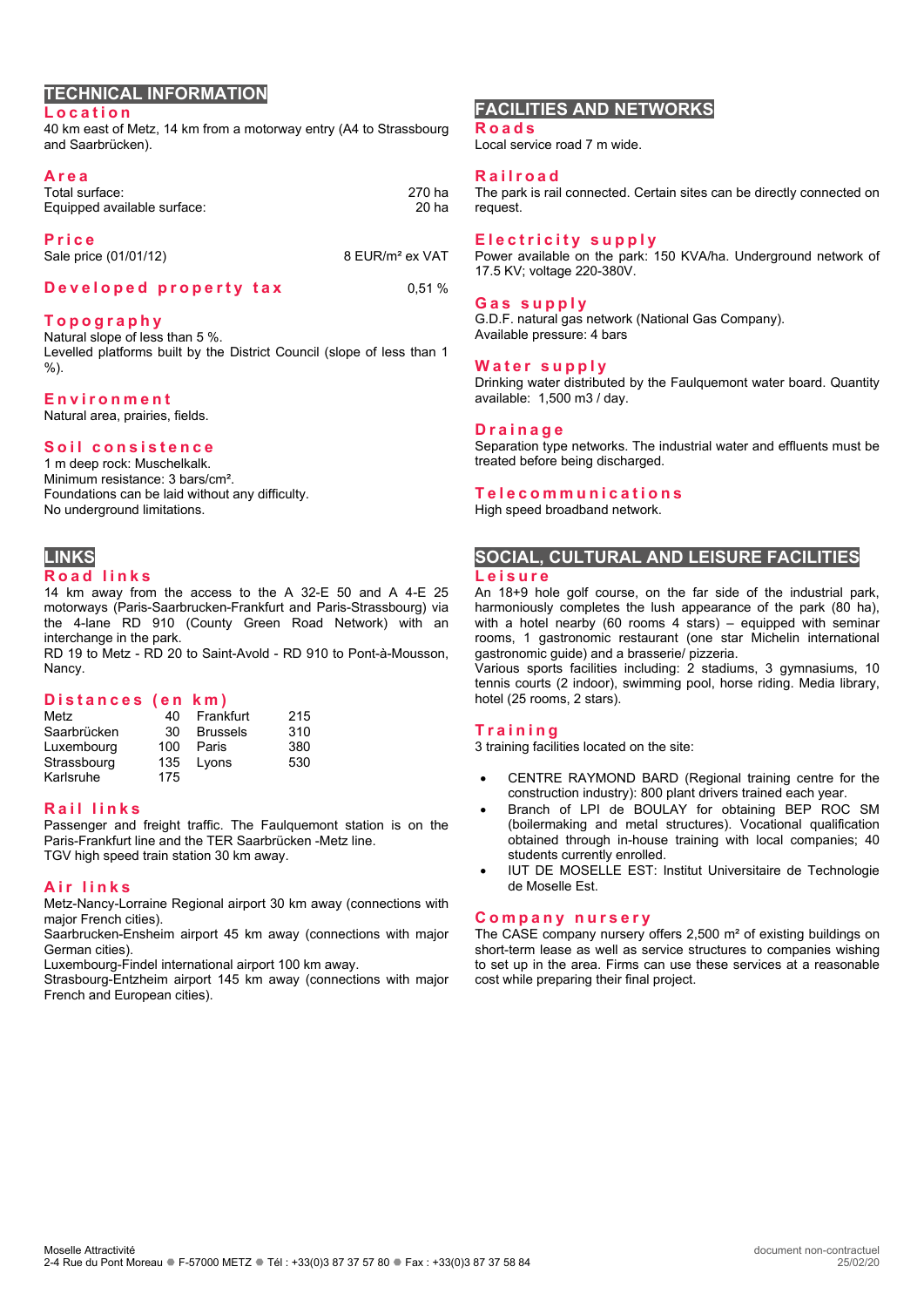## TECHNICAL INFORMATION

### Location

40 km east of Metz, 14 km from a motorway entry (A4 to Strassbourg and Saarbrücken).

### Area

| | |
|---|---|
| Total surface: | 270 ha |
| Equipped available surface: | 20 ha |

### Price

| | |
|---|---|
| Sale price (01/01/12) | 8 EUR/m² ex VAT |

### Developed property tax

0,51 %

### Topography

Natural slope of less than 5 %.
Levelled platforms built by the District Council (slope of less than 1 %).

### Environment

Natural area, prairies, fields.

### Soil consistence

1 m deep rock: Muschelkalk.
Minimum resistance: 3 bars/cm².
Foundations can be laid without any difficulty.
No underground limitations.

## LINKS

### Road links

14 km away from the access to the A 32-E 50 and A 4-E 25 motorways (Paris-Saarbrucken-Frankfurt and Paris-Strassbourg) via the 4-lane RD 910 (County Green Road Network) with an interchange in the park.
RD 19 to Metz - RD 20 to Saint-Avold - RD 910 to Pont-à-Mousson, Nancy.

### Distances (en km)

| | | | |
|---|---|---|---|
| Metz | 40 | Frankfurt | 215 |
| Saarbrücken | 30 | Brussels | 310 |
| Luxembourg | 100 | Paris | 380 |
| Strassbourg | 135 | Lyons | 530 |
| Karlsruhe | 175 | | |

### Rail links

Passenger and freight traffic. The Faulquemont station is on the Paris-Frankfurt line and the TER Saarbrücken -Metz line.
TGV high speed train station 30 km away.

### Air links

Metz-Nancy-Lorraine Regional airport 30 km away (connections with major French cities).
Saarbrucken-Ensheim airport 45 km away (connections with major German cities).
Luxembourg-Findel international airport 100 km away.
Strasbourg-Entzheim airport 145 km away (connections with major French and European cities).

## FACILITIES AND NETWORKS

### Roads

Local service road 7 m wide.

### Railroad

The park is rail connected. Certain sites can be directly connected on request.

### Electricity supply

Power available on the park: 150 KVA/ha. Underground network of 17.5 KV; voltage 220-380V.

### Gas supply

G.D.F. natural gas network (National Gas Company).
Available pressure: 4 bars

### Water supply

Drinking water distributed by the Faulquemont water board. Quantity available: 1,500 m3 / day.

### Drainage

Separation type networks. The industrial water and effluents must be treated before being discharged.

### Telecommunications

High speed broadband network.

## SOCIAL, CULTURAL AND LEISURE FACILITIES

### Leisure

An 18+9 hole golf course, on the far side of the industrial park, harmoniously completes the lush appearance of the park (80 ha), with a hotel nearby (60 rooms 4 stars) – equipped with seminar rooms, 1 gastronomic restaurant (one star Michelin international gastronomic guide) and a brasserie/ pizzeria.
Various sports facilities including: 2 stadiums, 3 gymnasiums, 10 tennis courts (2 indoor), swimming pool, horse riding. Media library, hotel (25 rooms, 2 stars).

### Training

3 training facilities located on the site:

- CENTRE RAYMOND BARD (Regional training centre for the construction industry): 800 plant drivers trained each year.
- Branch of LPI de BOULAY for obtaining BEP ROC SM (boilermaking and metal structures). Vocational qualification obtained through in-house training with local companies; 40 students currently enrolled.
- IUT DE MOSELLE EST: Institut Universitaire de Technologie de Moselle Est.

### Company nursery

The CASE company nursery offers 2,500 m² of existing buildings on short-term lease as well as service structures to companies wishing to set up in the area. Firms can use these services at a reasonable cost while preparing their final project.

Moselle Attractivité
2-4 Rue du Pont Moreau ● F-57000 METZ ● Tél : +33(0)3 87 37 57 80 ● Fax : +33(0)3 87 37 58 84

document non-contractuel
25/02/20